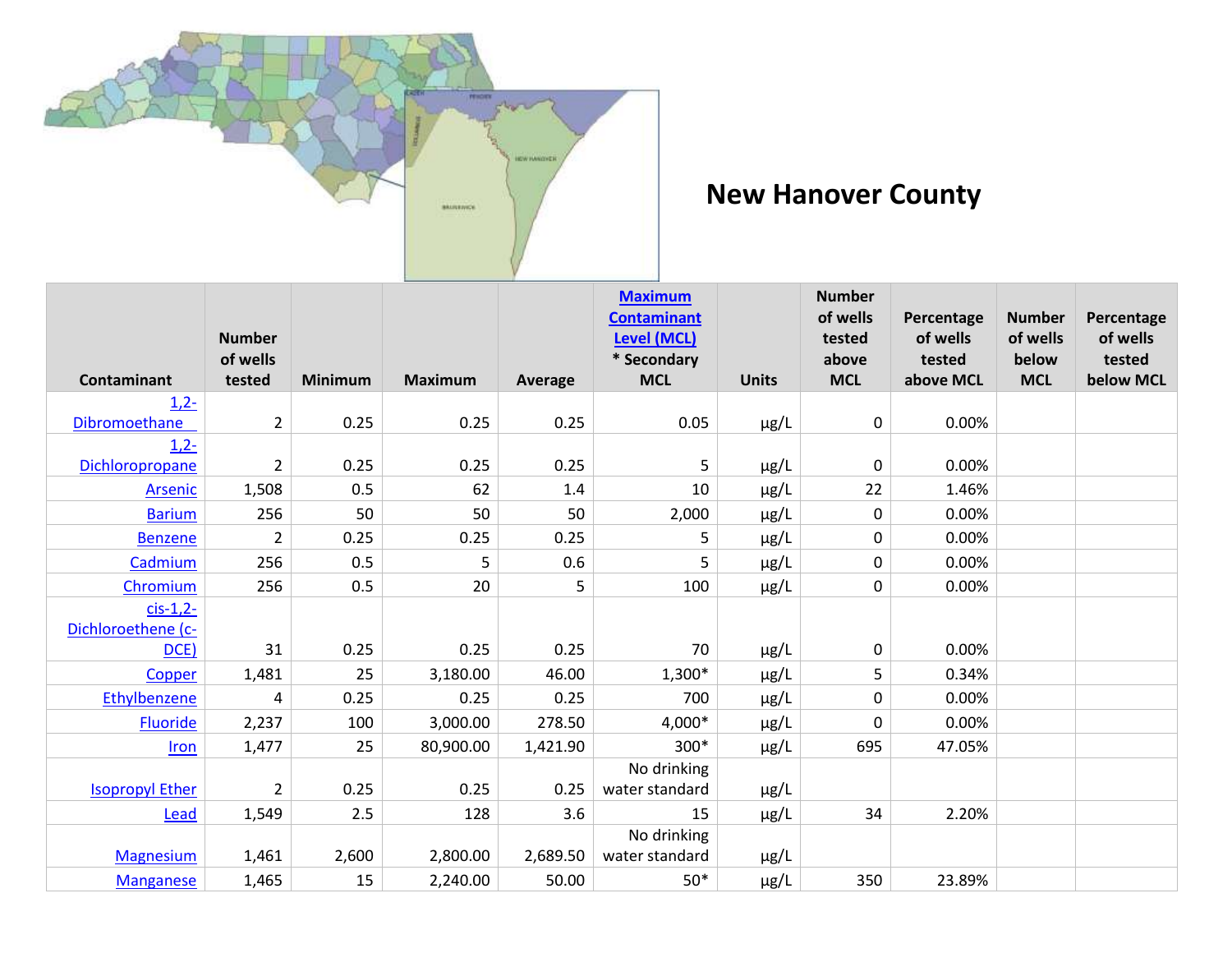# New Hanover County

| Contaminant | Number of wells tested | Minimum | Maximum | Average | Maximum Contaminant Level (MCL) * Secondary MCL | Units | Number of wells tested above MCL | Percentage of wells tested above MCL | Number of wells below MCL | Percentage of wells tested below MCL |
|---|---|---|---|---|---|---|---|---|---|---|
| 1,2-Dibromoethane | 2 | 0.25 | 0.25 | 0.25 | 0.05 | µg/L | 0 | 0.00% | | |
| 1,2-Dichloropropane | 2 | 0.25 | 0.25 | 0.25 | 5 | µg/L | 0 | 0.00% | | |
| Arsenic | 1,508 | 0.5 | 62 | 1.4 | 10 | µg/L | 22 | 1.46% | | |
| Barium | 256 | 50 | 50 | 50 | 2,000 | µg/L | 0 | 0.00% | | |
| Benzene | 2 | 0.25 | 0.25 | 0.25 | 5 | µg/L | 0 | 0.00% | | |
| Cadmium | 256 | 0.5 | 5 | 0.6 | 5 | µg/L | 0 | 0.00% | | |
| Chromium | 256 | 0.5 | 20 | 5 | 100 | µg/L | 0 | 0.00% | | |
| cis-1,2-Dichloroethene (c-DCE) | 31 | 0.25 | 0.25 | 0.25 | 70 | µg/L | 0 | 0.00% | | |
| Copper | 1,481 | 25 | 3,180.00 | 46.00 | 1,300* | µg/L | 5 | 0.34% | | |
| Ethylbenzene | 4 | 0.25 | 0.25 | 0.25 | 700 | µg/L | 0 | 0.00% | | |
| Fluoride | 2,237 | 100 | 3,000.00 | 278.50 | 4,000* | µg/L | 0 | 0.00% | | |
| Iron | 1,477 | 25 | 80,900.00 | 1,421.90 | 300* | µg/L | 695 | 47.05% | | |
| Isopropyl Ether | 2 | 0.25 | 0.25 | 0.25 | No drinking water standard | µg/L | | | | |
| Lead | 1,549 | 2.5 | 128 | 3.6 | 15 | µg/L | 34 | 2.20% | | |
| Magnesium | 1,461 | 2,600 | 2,800.00 | 2,689.50 | No drinking water standard | µg/L | | | | |
| Manganese | 1,465 | 15 | 2,240.00 | 50.00 | 50* | µg/L | 350 | 23.89% | | |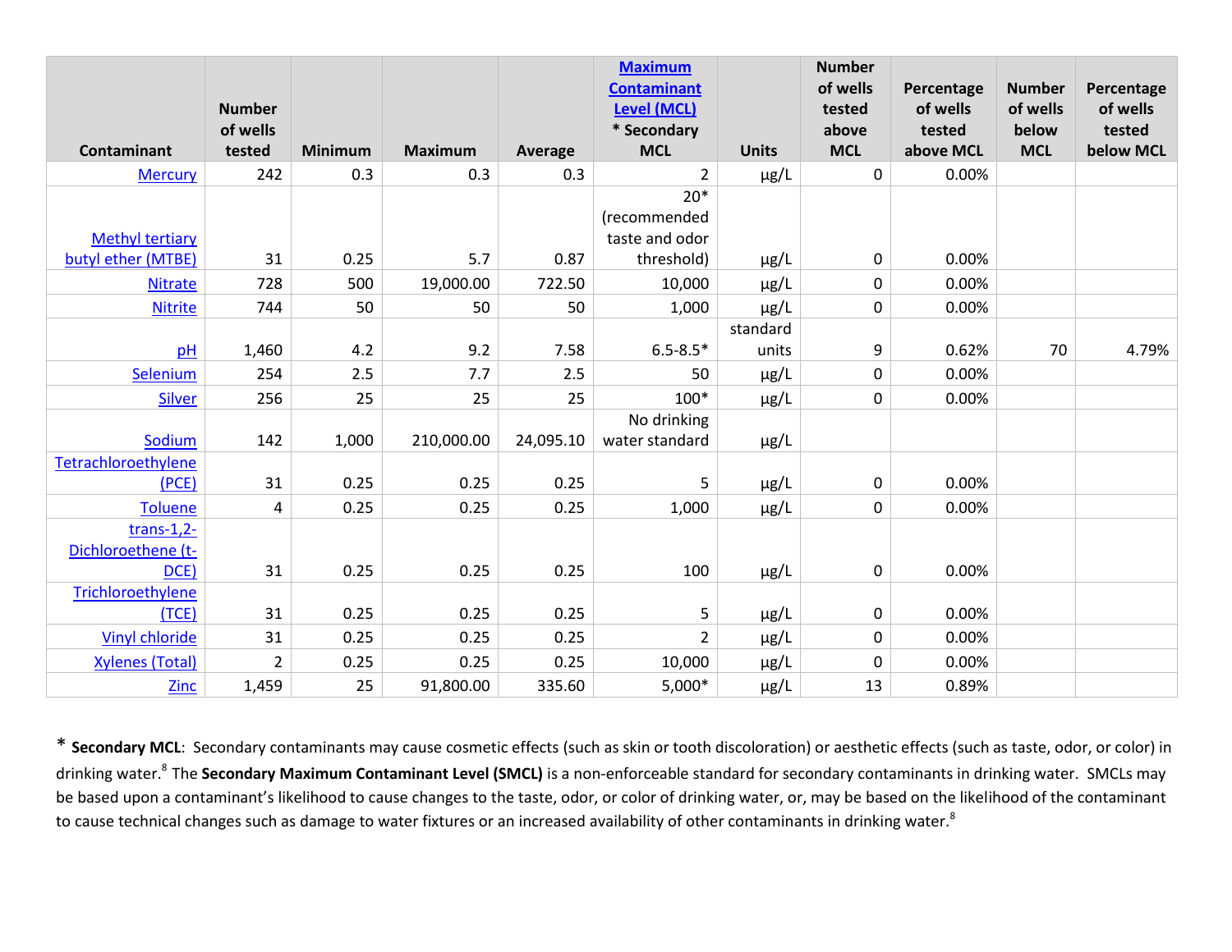| Contaminant | Number of wells tested | Minimum | Maximum | Average | Maximum Contaminant Level (MCL) * Secondary MCL | Units | Number of wells tested above MCL | Percentage of wells tested above MCL | Number of wells below MCL | Percentage of wells tested below MCL |
|---|---|---|---|---|---|---|---|---|---|---|
| Mercury | 242 | 0.3 | 0.3 | 0.3 | 2 | µg/L | 0 | 0.00% | | |
| Methyl tertiary butyl ether (MTBE) | 31 | 0.25 | 5.7 | 0.87 | 20* (recommended taste and odor threshold) | µg/L | 0 | 0.00% | | |
| Nitrate | 728 | 500 | 19,000.00 | 722.50 | 10,000 | µg/L | 0 | 0.00% | | |
| Nitrite | 744 | 50 | 50 | 50 | 1,000 | µg/L | 0 | 0.00% | | |
| pH | 1,460 | 4.2 | 9.2 | 7.58 | 6.5-8.5* | standard units | 9 | 0.62% | 70 | 4.79% |
| Selenium | 254 | 2.5 | 7.7 | 2.5 | 50 | µg/L | 0 | 0.00% | | |
| Silver | 256 | 25 | 25 | 25 | 100* | µg/L | 0 | 0.00% | | |
| Sodium | 142 | 1,000 | 210,000.00 | 24,095.10 | No drinking water standard | µg/L | | | | |
| Tetrachloroethylene (PCE) | 31 | 0.25 | 0.25 | 0.25 | 5 | µg/L | 0 | 0.00% | | |
| Toluene | 4 | 0.25 | 0.25 | 0.25 | 1,000 | µg/L | 0 | 0.00% | | |
| trans-1,2-Dichloroethene (t-DCE) | 31 | 0.25 | 0.25 | 0.25 | 100 | µg/L | 0 | 0.00% | | |
| Trichloroethylene (TCE) | 31 | 0.25 | 0.25 | 0.25 | 5 | µg/L | 0 | 0.00% | | |
| Vinyl chloride | 31 | 0.25 | 0.25 | 0.25 | 2 | µg/L | 0 | 0.00% | | |
| Xylenes (Total) | 2 | 0.25 | 0.25 | 0.25 | 10,000 | µg/L | 0 | 0.00% | | |
| Zinc | 1,459 | 25 | 91,800.00 | 335.60 | 5,000* | µg/L | 13 | 0.89% | | |

\* **Secondary MCL**: Secondary contaminants may cause cosmetic effects (such as skin or tooth discoloration) or aesthetic effects (such as taste, odor, or color) in drinking water.[8] The **Secondary Maximum Contaminant Level (SMCL)** is a non-enforceable standard for secondary contaminants in drinking water. SMCLs may be based upon a contaminant's likelihood to cause changes to the taste, odor, or color of drinking water, or, may be based on the likelihood of the contaminant to cause technical changes such as damage to water fixtures or an increased availability of other contaminants in drinking water.[8]